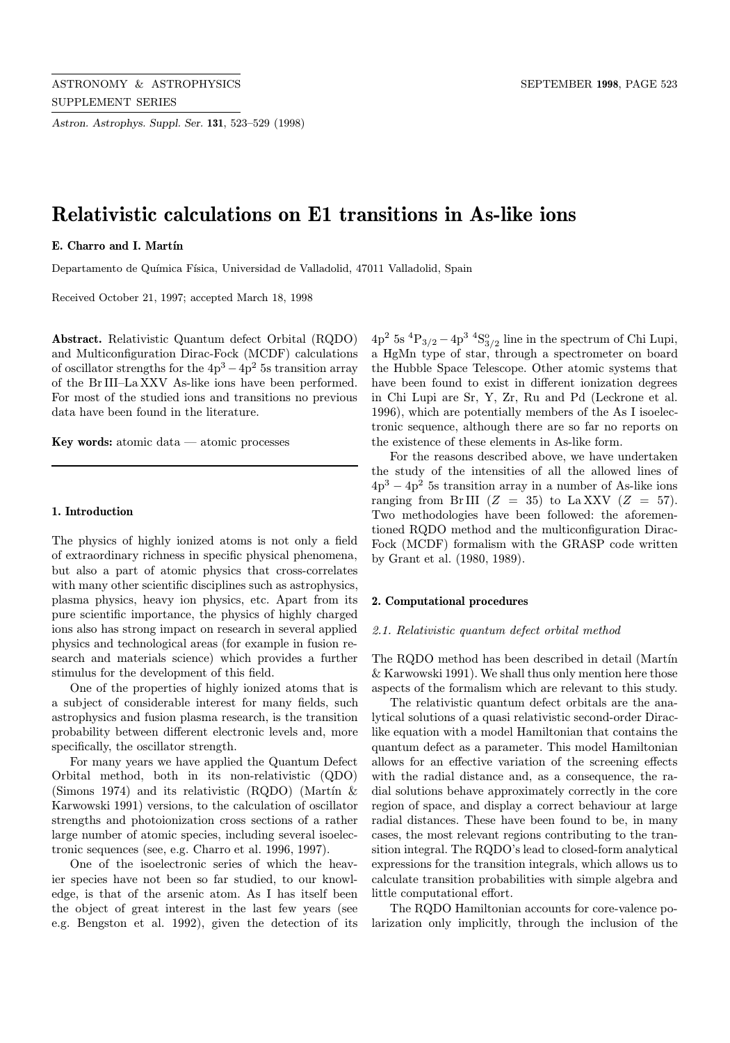# Relativistic calculations on E1 transitions in As-like ions

**E. Charro and I. Martín**

Departamento de Química Física, Universidad de Valladolid, 47011 Valladolid, Spain

Received October 21, 1997; accepted March 18, 1998

**Abstract.** Relativistic Quantum defect Orbital (RQDO) and Multiconfiguration Dirac-Fock (MCDF) calculations of oscillator strengths for the $4p^3 - 4p^2\,5s$ transition array of the Br III–La XXV As-like ions have been performed. For most of the studied ions and transitions no previous data have been found in the literature.

**Key words:** atomic data — atomic processes

## 1. Introduction

The physics of highly ionized atoms is not only a field of extraordinary richness in specific physical phenomena, but also a part of atomic physics that cross-correlates with many other scientific disciplines such as astrophysics, plasma physics, heavy ion physics, etc. Apart from its pure scientific importance, the physics of highly charged ions also has strong impact on research in several applied physics and technological areas (for example in fusion research and materials science) which provides a further stimulus for the development of this field.

One of the properties of highly ionized atoms that is a subject of considerable interest for many fields, such astrophysics and fusion plasma research, is the transition probability between different electronic levels and, more specifically, the oscillator strength.

For many years we have applied the Quantum Defect Orbital method, both in its non-relativistic (QDO) (Simons 1974) and its relativistic (RQDO) (Martín & Karwowski 1991) versions, to the calculation of oscillator strengths and photoionization cross sections of a rather large number of atomic species, including several isoelectronic sequences (see, e.g. Charro et al. 1996, 1997).

One of the isoelectronic series of which the heavier species have not been so far studied, to our knowledge, is that of the arsenic atom. As I has itself been the object of great interest in the last few years (see e.g. Bengston et al. 1992), given the detection of its $4p^2\,5s\;{}^4P_{3/2} - 4p^3\;{}^4S^o_{3/2}$ line in the spectrum of Chi Lupi, a HgMn type of star, through a spectrometer on board the Hubble Space Telescope. Other atomic systems that have been found to exist in different ionization degrees in Chi Lupi are Sr, Y, Zr, Ru and Pd (Leckrone et al. 1996), which are potentially members of the As I isoelectronic sequence, although there are so far no reports on the existence of these elements in As-like form.

For the reasons described above, we have undertaken the study of the intensities of all the allowed lines of $4p^3 - 4p^2\,5s$ transition array in a number of As-like ions ranging from Br III ($Z = 35$) to La XXV ($Z = 57$). Two methodologies have been followed: the aforementioned RQDO method and the multiconfiguration Dirac-Fock (MCDF) formalism with the GRASP code written by Grant et al. (1980, 1989).

## 2. Computational procedures

### 2.1. Relativistic quantum defect orbital method

The RQDO method has been described in detail (Martín & Karwowski 1991). We shall thus only mention here those aspects of the formalism which are relevant to this study.

The relativistic quantum defect orbitals are the analytical solutions of a quasi relativistic second-order Dirac-like equation with a model Hamiltonian that contains the quantum defect as a parameter. This model Hamiltonian allows for an effective variation of the screening effects with the radial distance and, as a consequence, the radial solutions behave approximately correctly in the core region of space, and display a correct behaviour at large radial distances. These have been found to be, in many cases, the most relevant regions contributing to the transition integral. The RQDO's lead to closed-form analytical expressions for the transition integrals, which allows us to calculate transition probabilities with simple algebra and little computational effort.

The RQDO Hamiltonian accounts for core-valence polarization only implicitly, through the inclusion of the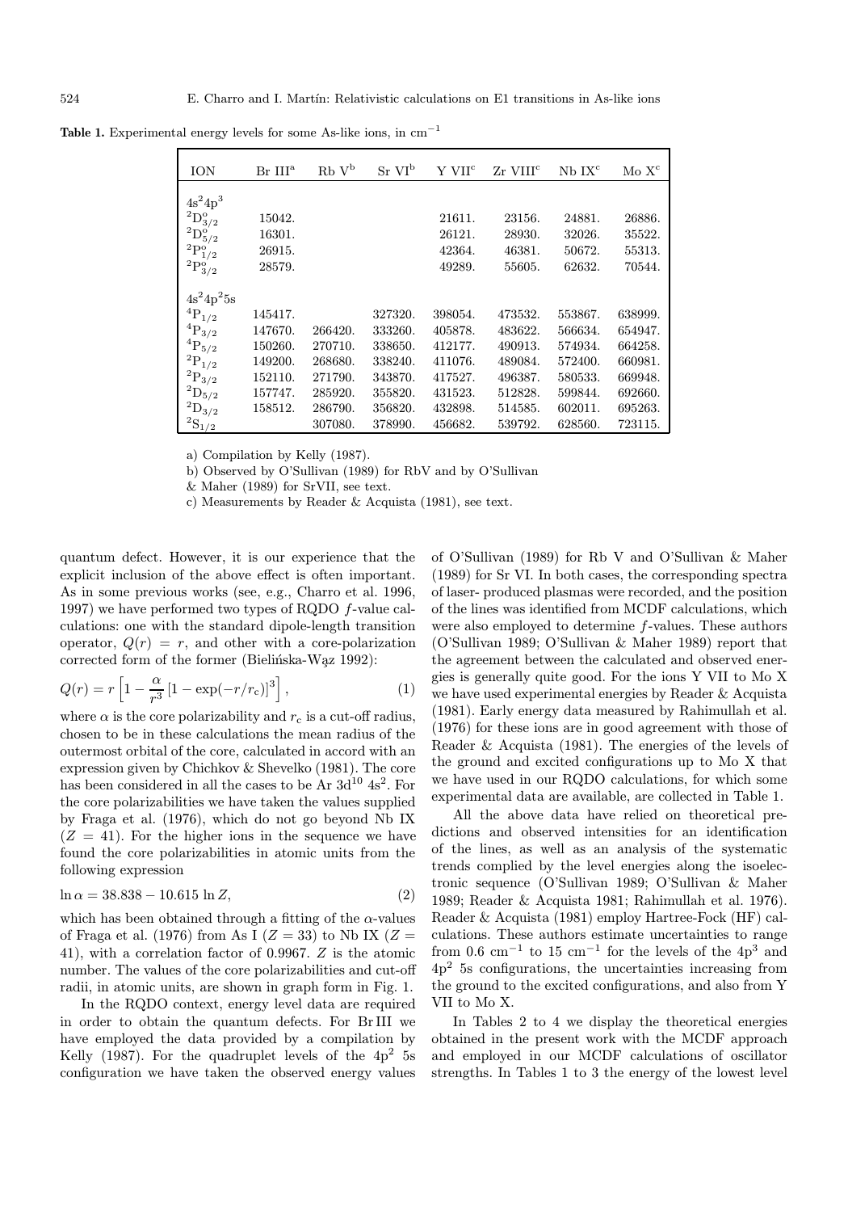**Table 1.** Experimental energy levels for some As-like ions, in cm$^{-1}$

| ION | Br III[a] | Rb V[b] | Sr VI[b] | Y VII[c] | Zr VIII[c] | Nb IX[c] | Mo X[c] |
|---|---|---|---|---|---|---|---|
| $4s^24p^3$ | | | | | | | |
| $^2D^o_{3/2}$ | 15042. | | | 21611. | 23156. | 24881. | 26886. |
| $^2D^o_{5/2}$ | 16301. | | | 26121. | 28930. | 32026. | 35522. |
| $^2P^o_{1/2}$ | 26915. | | | 42364. | 46381. | 50672. | 55313. |
| $^2P^o_{3/2}$ | 28579. | | | 49289. | 55605. | 62632. | 70544. |
| $4s^24p^25s$ | | | | | | | |
| $^4P_{1/2}$ | 145417. | | 327320. | 398054. | 473532. | 553867. | 638999. |
| $^4P_{3/2}$ | 147670. | 266420. | 333260. | 405878. | 483622. | 566634. | 654947. |
| $^4P_{5/2}$ | 150260. | 270710. | 338650. | 412177. | 490913. | 574934. | 664258. |
| $^2P_{1/2}$ | 149200. | 268680. | 338240. | 411076. | 489084. | 572400. | 660981. |
| $^2P_{3/2}$ | 152110. | 271790. | 343870. | 417527. | 496387. | 580533. | 669948. |
| $^2D_{5/2}$ | 157747. | 285920. | 355820. | 431523. | 512828. | 599844. | 692660. |
| $^2D_{3/2}$ | 158512. | 286790. | 356820. | 432898. | 514585. | 602011. | 695263. |
| $^2S_{1/2}$ | | 307080. | 378990. | 456682. | 539792. | 628560. | 723115. |

a) Compilation by Kelly (1987).

b) Observed by O'Sullivan (1989) for RbV and by O'Sullivan & Maher (1989) for SrVII, see text.

c) Measurements by Reader & Acquista (1981), see text.

quantum defect. However, it is our experience that the explicit inclusion of the above effect is often important. As in some previous works (see, e.g., Charro et al. 1996, 1997) we have performed two types of RQDO $f$-value calculations: one with the standard dipole-length transition operator, $Q(r) = r$, and other with a core-polarization corrected form of the former (Bielińska-Wąz 1992):

$$Q(r) = r\left[1 - \frac{\alpha}{r^3}\left[1 - \exp(-r/r_c)\right]^3\right], \tag{1}$$

where $\alpha$ is the core polarizability and $r_c$ is a cut-off radius, chosen to be in these calculations the mean radius of the outermost orbital of the core, calculated in accord with an expression given by Chichkov & Shevelko (1981). The core has been considered in all the cases to be Ar $3d^{10}$ $4s^2$. For the core polarizabilities we have taken the values supplied by Fraga et al. (1976), which do not go beyond Nb IX ($Z = 41$). For the higher ions in the sequence we have found the core polarizabilities in atomic units from the following expression

$$\ln\alpha = 38.838 - 10.615\ln Z, \tag{2}$$

which has been obtained through a fitting of the $\alpha$-values of Fraga et al. (1976) from As I ($Z = 33$) to Nb IX ($Z = 41$), with a correlation factor of 0.9967. $Z$ is the atomic number. The values of the core polarizabilities and cut-off radii, in atomic units, are shown in graph form in Fig. 1.

In the RQDO context, energy level data are required in order to obtain the quantum defects. For Br III we have employed the data provided by a compilation by Kelly (1987). For the quadruplet levels of the $4p^2$ 5s configuration we have taken the observed energy values of O'Sullivan (1989) for Rb V and O'Sullivan & Maher (1989) for Sr VI. In both cases, the corresponding spectra of laser- produced plasmas were recorded, and the position of the lines was identified from MCDF calculations, which were also employed to determine $f$-values. These authors (O'Sullivan 1989; O'Sullivan & Maher 1989) report that the agreement between the calculated and observed energies is generally quite good. For the ions Y VII to Mo X we have used experimental energies by Reader & Acquista (1981). Early energy data measured by Rahimullah et al. (1976) for these ions are in good agreement with those of Reader & Acquista (1981). The energies of the levels of the ground and excited configurations up to Mo X that we have used in our RQDO calculations, for which some experimental data are available, are collected in Table 1.

All the above data have relied on theoretical predictions and observed intensities for an identification of the lines, as well as an analysis of the systematic trends complied by the level energies along the isoelectronic sequence (O'Sullivan 1989; O'Sullivan & Maher 1989; Reader & Acquista 1981; Rahimullah et al. 1976). Reader & Acquista (1981) employ Hartree-Fock (HF) calculations. These authors estimate uncertainties to range from 0.6 cm$^{-1}$ to 15 cm$^{-1}$ for the levels of the $4p^3$ and $4p^2$ 5s configurations, the uncertainties increasing from the ground to the excited configurations, and also from Y VII to Mo X.

In Tables 2 to 4 we display the theoretical energies obtained in the present work with the MCDF approach and employed in our MCDF calculations of oscillator strengths. In Tables 1 to 3 the energy of the lowest level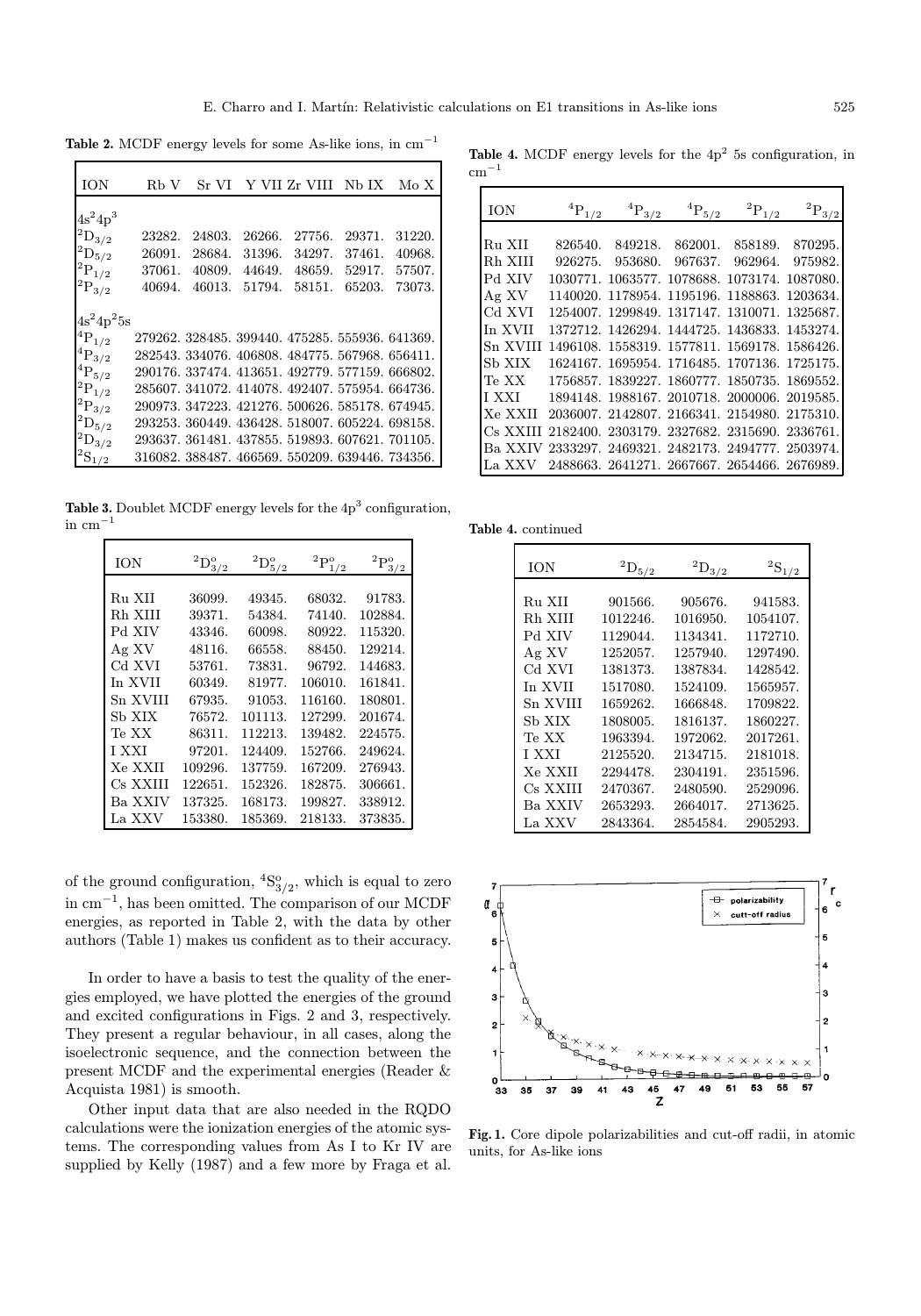**Table 2.** MCDF energy levels for some As-like ions, in cm$^{-1}$

| ION | Rb V | Sr VI | Y VII | Zr VIII | Nb IX | Mo X |
|---|---|---|---|---|---|---|
| $4s^24p^3$ | | | | | | |
| $^2D_{3/2}$ | 23282. | 24803. | 26266. | 27756. | 29371. | 31220. |
| $^2D_{5/2}$ | 26091. | 28684. | 31396. | 34297. | 37461. | 40968. |
| $^2P_{1/2}$ | 37061. | 40809. | 44649. | 48659. | 52917. | 57507. |
| $^2P_{3/2}$ | 40694. | 46013. | 51794. | 58151. | 65203. | 73073. |
| $4s^24p^25s$ | | | | | | |
| $^4P_{1/2}$ | 279262. | 328485. | 399440. | 475285. | 555936. | 641369. |
| $^4P_{3/2}$ | 282543. | 334076. | 406808. | 484775. | 567968. | 656411. |
| $^4P_{5/2}$ | 290176. | 337474. | 413651. | 492779. | 577159. | 666802. |
| $^2P_{1/2}$ | 285607. | 341072. | 414078. | 492407. | 575954. | 664736. |
| $^2P_{3/2}$ | 290973. | 347223. | 421276. | 500626. | 585178. | 674945. |
| $^2D_{5/2}$ | 293253. | 360449. | 436428. | 518007. | 605224. | 698158. |
| $^2D_{3/2}$ | 293637. | 361481. | 437855. | 519893. | 607621. | 701105. |
| $^2S_{1/2}$ | 316082. | 388487. | 466569. | 550209. | 639446. | 734356. |

**Table 3.** Doublet MCDF energy levels for the $4p^3$ configuration, in cm$^{-1}$

| ION | $^2D^o_{3/2}$ | $^2D^o_{5/2}$ | $^2P^o_{1/2}$ | $^2P^o_{3/2}$ |
|---|---|---|---|---|
| Ru XII | 36099. | 49345. | 68032. | 91783. |
| Rh XIII | 39371. | 54384. | 74140. | 102884. |
| Pd XIV | 43346. | 60098. | 80922. | 115320. |
| Ag XV | 48116. | 66558. | 88450. | 129214. |
| Cd XVI | 53761. | 73831. | 96792. | 144683. |
| In XVII | 60349. | 81977. | 106010. | 161841. |
| Sn XVIII | 67935. | 91053. | 116160. | 180801. |
| Sb XIX | 76572. | 101113. | 127299. | 201674. |
| Te XX | 86311. | 112213. | 139482. | 224575. |
| I XXI | 97201. | 124409. | 152766. | 249624. |
| Xe XXII | 109296. | 137759. | 167209. | 276943. |
| Cs XXIII | 122651. | 152326. | 182875. | 306661. |
| Ba XXIV | 137325. | 168173. | 199827. | 338912. |
| La XXV | 153380. | 185369. | 218133. | 373835. |

of the ground configuration, $^4S^o_{3/2}$, which is equal to zero in cm$^{-1}$, has been omitted. The comparison of our MCDF energies, as reported in Table 2, with the data by other authors (Table 1) makes us confident as to their accuracy.

In order to have a basis to test the quality of the energies employed, we have plotted the energies of the ground and excited configurations in Figs. 2 and 3, respectively. They present a regular behaviour, in all cases, along the isoelectronic sequence, and the connection between the present MCDF and the experimental energies (Reader & Acquista 1981) is smooth.

Other input data that are also needed in the RQDO calculations were the ionization energies of the atomic systems. The corresponding values from As I to Kr IV are supplied by Kelly (1987) and a few more by Fraga et al.

**Table 4.** MCDF energy levels for the $4p^2$ 5s configuration, in cm$^{-1}$

| ION | $^4P_{1/2}$ | $^4P_{3/2}$ | $^4P_{5/2}$ | $^2P_{1/2}$ | $^2P_{3/2}$ | $^2D_{5/2}$ | $^2D_{3/2}$ | $^2S_{1/2}$ |
|---|---|---|---|---|---|---|---|---|
| Ru XII | 826540. | 849218. | 862001. | 858189. | 870295. | 901566. | 905676. | 941583. |
| Rh XIII | 926275. | 953680. | 967637. | 962964. | 975982. | 1012246. | 1016950. | 1054107. |
| Pd XIV | 1030771. | 1063577. | 1078688. | 1073174. | 1087080. | 1129044. | 1134341. | 1172710. |
| Ag XV | 1140020. | 1178954. | 1195196. | 1188863. | 1203634. | 1252057. | 1257940. | 1297490. |
| Cd XVI | 1254007. | 1299849. | 1317147. | 1310071. | 1325687. | 1381373. | 1387834. | 1428542. |
| In XVII | 1372712. | 1426294. | 1444725. | 1436833. | 1453274. | 1517080. | 1524109. | 1565957. |
| Sn XVIII | 1496108. | 1558319. | 1577811. | 1569178. | 1586426. | 1659262. | 1666848. | 1709822. |
| Sb XIX | 1624167. | 1695954. | 1716485. | 1707136. | 1725175. | 1808005. | 1816137. | 1860227. |
| Te XX | 1756857. | 1839227. | 1860777. | 1850735. | 1869552. | 1963394. | 1972062. | 2017261. |
| I XXI | 1894148. | 1988167. | 2010718. | 2000006. | 2019585. | 2125520. | 2134715. | 2181018. |
| Xe XXII | 2036007. | 2142807. | 2166341. | 2154980. | 2175310. | 2294478. | 2304191. | 2351596. |
| Cs XXIII | 2182400. | 2303179. | 2327682. | 2315690. | 2336761. | 2470367. | 2480590. | 2529096. |
| Ba XXIV | 2333297. | 2469321. | 2482173. | 2494777. | 2503974. | 2653293. | 2664017. | 2713625. |
| La XXV | 2488663. | 2641271. | 2667667. | 2654466. | 2676989. | 2843364. | 2854584. | 2905293. |

**Fig. 1.** Core dipole polarizabilities and cut-off radii, in atomic units, for As-like ions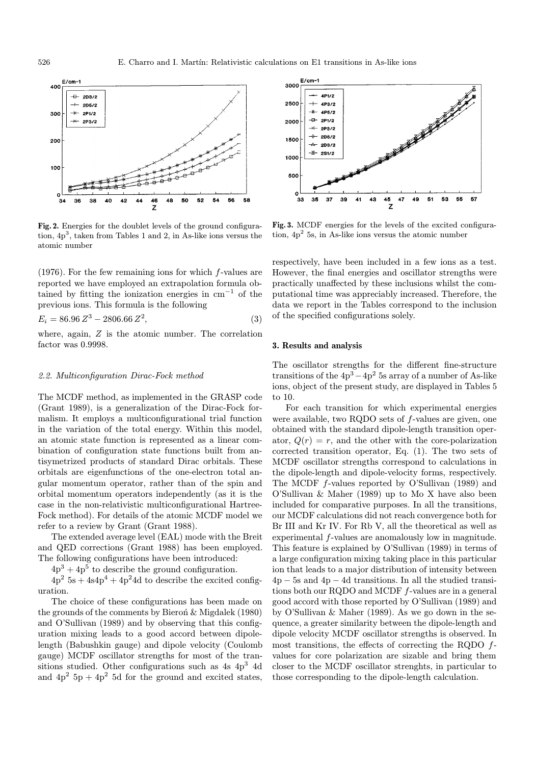Fig. 2. Energies for the doublet levels of the ground configuration, $4p^3$, taken from Tables 1 and 2, in As-like ions versus the atomic number

Fig. 3. MCDF energies for the levels of the excited configuration, $4p^2$ 5s, in As-like ions versus the atomic number

(1976). For the few remaining ions for which $f$-values are reported we have employed an extrapolation formula obtained by fitting the ionization energies in $cm^{-1}$ of the previous ions. This formula is the following

$$E_i = 86.96\,Z^3 - 2806.66\,Z^2, \tag{3}$$

where, again, $Z$ is the atomic number. The correlation factor was 0.9998.

### 2.2. Multiconfiguration Dirac-Fock method

The MCDF method, as implemented in the GRASP code (Grant 1989), is a generalization of the Dirac-Fock formalism. It employs a multiconfigurational trial function in the variation of the total energy. Within this model, an atomic state function is represented as a linear combination of configuration state functions built from antisymetrized products of standard Dirac orbitals. These orbitals are eigenfunctions of the one-electron total angular momentum operator, rather than of the spin and orbital momentum operators independently (as it is the case in the non-relativistic multiconfigurational Hartree-Fock method). For details of the atomic MCDF model we refer to a review by Grant (Grant 1988).

The extended average level (EAL) mode with the Breit and QED corrections (Grant 1988) has been employed. The following configurations have been introduced:

$4p^3 + 4p^5$ to describe the ground configuration.

$4p^2$ 5s + $4s4p^4$ + $4p^2$4d to describe the excited configuration.

The choice of these configurations has been made on the grounds of the comments by Biero\'n & Migdalek (1980) and O'Sullivan (1989) and by observing that this configuration mixing leads to a good accord between dipole-length (Babushkin gauge) and dipole velocity (Coulomb gauge) MCDF oscillator strengths for most of the transitions studied. Other configurations such as 4s $4p^3$ 4d and $4p^2$ 5p + $4p^2$ 5d for the ground and excited states, respectively, have been included in a few ions as a test. However, the final energies and oscillator strengths were practically unaffected by these inclusions whilst the computational time was appreciably increased. Therefore, the data we report in the Tables correspond to the inclusion of the specified configurations solely.

## 3. Results and analysis

The oscillator strengths for the different fine-structure transitions of the $4p^3 - 4p^2$ 5s array of a number of As-like ions, object of the present study, are displayed in Tables 5 to 10.

For each transition for which experimental energies were available, two RQDO sets of $f$-values are given, one obtained with the standard dipole-length transition operator, $Q(r) = r$, and the other with the core-polarization corrected transition operator, Eq. (1). The two sets of MCDF oscillator strengths correspond to calculations in the dipole-length and dipole-velocity forms, respectively. The MCDF $f$-values reported by O'Sullivan (1989) and O'Sullivan & Maher (1989) up to Mo X have also been included for comparative purposes. In all the transitions, our MCDF calculations did not reach convergence both for Br III and Kr IV. For Rb V, all the theoretical as well as experimental $f$-values are anomalously low in magnitude. This feature is explained by O'Sullivan (1989) in terms of a large configuration mixing taking place in this particular ion that leads to a major distribution of intensity between 4p − 5s and 4p − 4d transitions. In all the studied transitions both our RQDO and MCDF $f$-values are in a general good accord with those reported by O'Sullivan (1989) and by O'Sullivan & Maher (1989). As we go down in the sequence, a greater similarity between the dipole-length and dipole velocity MCDF oscillator strengths is observed. In most transitions, the effects of correcting the RQDO $f$-values for core polarization are sizable and bring them closer to the MCDF oscillator strenghts, in particular to those corresponding to the dipole-length calculation.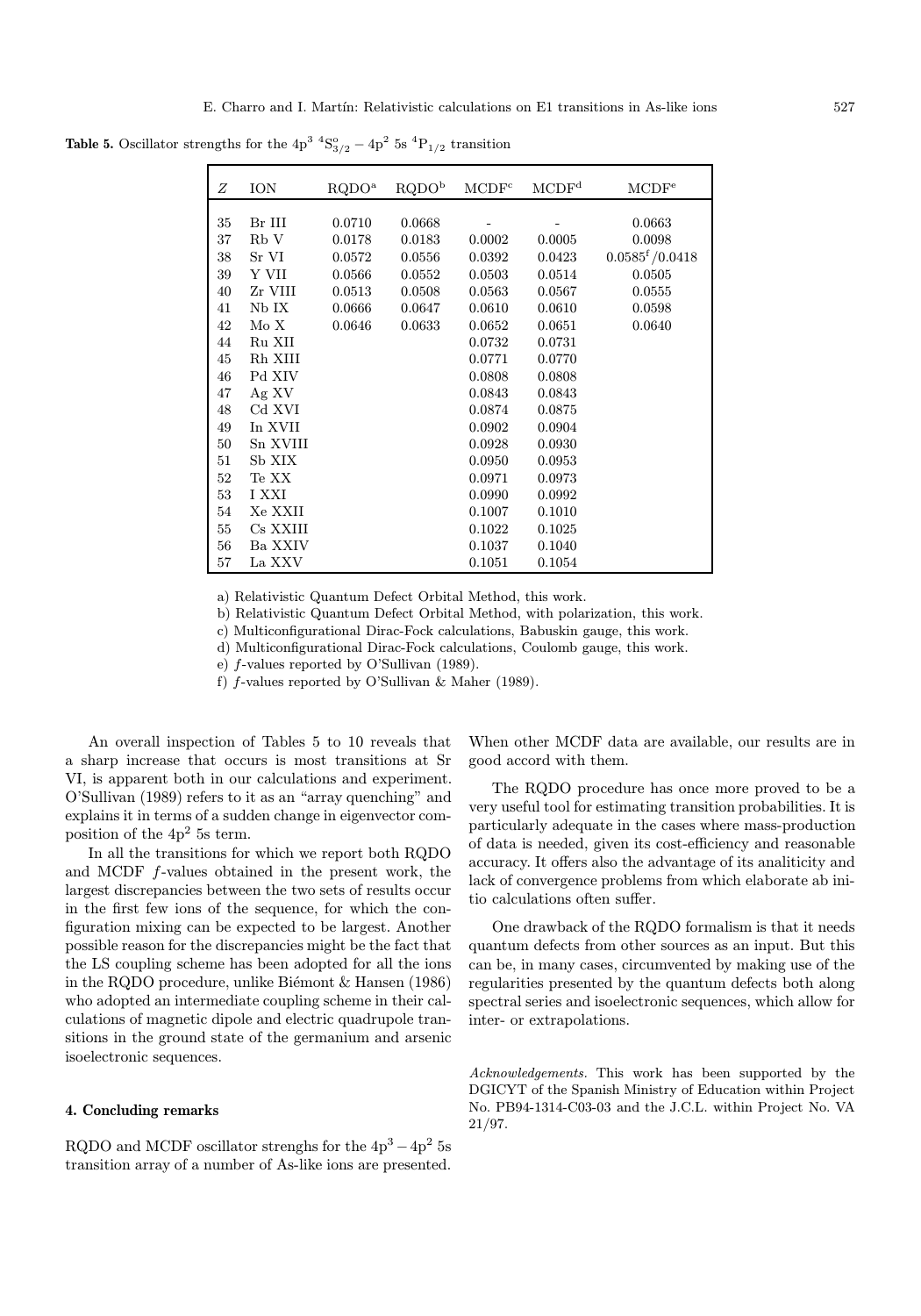**Table 5.** Oscillator strengths for the $4p^3\ ^4S^o_{3/2} - 4p^2\ 5s\ ^4P_{1/2}$ transition

| $Z$ | ION | RQDO[a] | RQDO[b] | MCDF[c] | MCDF[d] | MCDF[e] |
|---|---|---|---|---|---|---|
| 35 | Br III | 0.0710 | 0.0668 | - | - | 0.0663 |
| 37 | Rb V | 0.0178 | 0.0183 | 0.0002 | 0.0005 | 0.0098 |
| 38 | Sr VI | 0.0572 | 0.0556 | 0.0392 | 0.0423 | 0.0585[f]/0.0418 |
| 39 | Y VII | 0.0566 | 0.0552 | 0.0503 | 0.0514 | 0.0505 |
| 40 | Zr VIII | 0.0513 | 0.0508 | 0.0563 | 0.0567 | 0.0555 |
| 41 | Nb IX | 0.0666 | 0.0647 | 0.0610 | 0.0610 | 0.0598 |
| 42 | Mo X | 0.0646 | 0.0633 | 0.0652 | 0.0651 | 0.0640 |
| 44 | Ru XII | | | 0.0732 | 0.0731 | |
| 45 | Rh XIII | | | 0.0771 | 0.0770 | |
| 46 | Pd XIV | | | 0.0808 | 0.0808 | |
| 47 | Ag XV | | | 0.0843 | 0.0843 | |
| 48 | Cd XVI | | | 0.0874 | 0.0875 | |
| 49 | In XVII | | | 0.0902 | 0.0904 | |
| 50 | Sn XVIII | | | 0.0928 | 0.0930 | |
| 51 | Sb XIX | | | 0.0950 | 0.0953 | |
| 52 | Te XX | | | 0.0971 | 0.0973 | |
| 53 | I XXI | | | 0.0990 | 0.0992 | |
| 54 | Xe XXII | | | 0.1007 | 0.1010 | |
| 55 | Cs XXIII | | | 0.1022 | 0.1025 | |
| 56 | Ba XXIV | | | 0.1037 | 0.1040 | |
| 57 | La XXV | | | 0.1051 | 0.1054 | |

a) Relativistic Quantum Defect Orbital Method, this work.

b) Relativistic Quantum Defect Orbital Method, with polarization, this work.

c) Multiconfigurational Dirac-Fock calculations, Babuskin gauge, this work.

d) Multiconfigurational Dirac-Fock calculations, Coulomb gauge, this work.

e) $f$-values reported by O'Sullivan (1989).

f) $f$-values reported by O'Sullivan & Maher (1989).

An overall inspection of Tables 5 to 10 reveals that a sharp increase that occurs is most transitions at Sr VI, is apparent both in our calculations and experiment. O'Sullivan (1989) refers to it as an "array quenching" and explains it in terms of a sudden change in eigenvector composition of the $4p^2$ 5s term.

In all the transitions for which we report both RQDO and MCDF $f$-values obtained in the present work, the largest discrepancies between the two sets of results occur in the first few ions of the sequence, for which the configuration mixing can be expected to be largest. Another possible reason for the discrepancies might be the fact that the LS coupling scheme has been adopted for all the ions in the RQDO procedure, unlike Biémont & Hansen (1986) who adopted an intermediate coupling scheme in their calculations of magnetic dipole and electric quadrupole transitions in the ground state of the germanium and arsenic isoelectronic sequences.

## 4. Concluding remarks

RQDO and MCDF oscillator strenghs for the $4p^3 - 4p^2$ 5s transition array of a number of As-like ions are presented. When other MCDF data are available, our results are in good accord with them.

The RQDO procedure has once more proved to be a very useful tool for estimating transition probabilities. It is particularly adequate in the cases where mass-production of data is needed, given its cost-efficiency and reasonable accuracy. It offers also the advantage of its analiticity and lack of convergence problems from which elaborate ab initio calculations often suffer.

One drawback of the RQDO formalism is that it needs quantum defects from other sources as an input. But this can be, in many cases, circumvented by making use of the regularities presented by the quantum defects both along spectral series and isoelectronic sequences, which allow for inter- or extrapolations.

*Acknowledgements.* This work has been supported by the DGICYT of the Spanish Ministry of Education within Project No. PB94-1314-C03-03 and the J.C.L. within Project No. VA 21/97.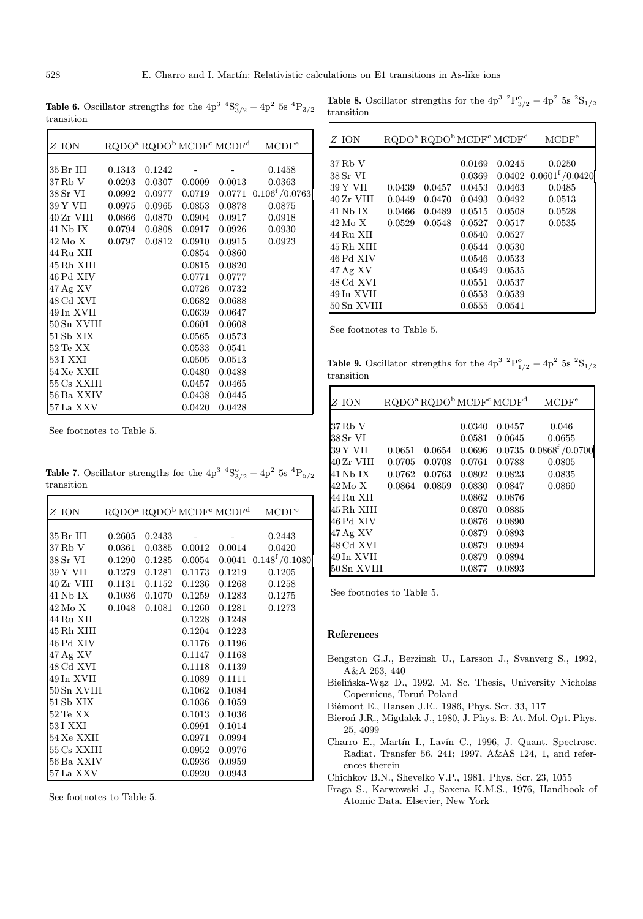**Table 6.** Oscillator strengths for the $4p^3\ ^4S^o_{3/2} - 4p^2\ 5s\ ^4P_{3/2}$ transition

| Z ION | RQDO[a] | RQDO[b] | MCDF[c] | MCDF[d] | MCDF[e] |
|---|---|---|---|---|---|
| 35 Br III | 0.1313 | 0.1242 | - | - | 0.1458 |
| 37 Rb V | 0.0293 | 0.0307 | 0.0009 | 0.0013 | 0.0363 |
| 38 Sr VI | 0.0992 | 0.0977 | 0.0719 | 0.0771 | 0.106[f]/0.0763 |
| 39 Y VII | 0.0975 | 0.0965 | 0.0853 | 0.0878 | 0.0875 |
| 40 Zr VIII | 0.0866 | 0.0870 | 0.0904 | 0.0917 | 0.0918 |
| 41 Nb IX | 0.0794 | 0.0808 | 0.0917 | 0.0926 | 0.0930 |
| 42 Mo X | 0.0797 | 0.0812 | 0.0910 | 0.0915 | 0.0923 |
| 44 Ru XII | | | 0.0854 | 0.0860 | |
| 45 Rh XIII | | | 0.0815 | 0.0820 | |
| 46 Pd XIV | | | 0.0771 | 0.0777 | |
| 47 Ag XV | | | 0.0726 | 0.0732 | |
| 48 Cd XVI | | | 0.0682 | 0.0688 | |
| 49 In XVII | | | 0.0639 | 0.0647 | |
| 50 Sn XVIII | | | 0.0601 | 0.0608 | |
| 51 Sb XIX | | | 0.0565 | 0.0573 | |
| 52 Te XX | | | 0.0533 | 0.0541 | |
| 53 I XXI | | | 0.0505 | 0.0513 | |
| 54 Xe XXII | | | 0.0480 | 0.0488 | |
| 55 Cs XXIII | | | 0.0457 | 0.0465 | |
| 56 Ba XXIV | | | 0.0438 | 0.0445 | |
| 57 La XXV | | | 0.0420 | 0.0428 | |

See footnotes to Table 5.

**Table 7.** Oscillator strengths for the $4p^3\ ^4S^o_{3/2} - 4p^2\ 5s\ ^4P_{5/2}$ transition

| Z ION | RQDO[a] | RQDO[b] | MCDF[c] | MCDF[d] | MCDF[e] |
|---|---|---|---|---|---|
| 35 Br III | 0.2605 | 0.2433 | - | - | 0.2443 |
| 37 Rb V | 0.0361 | 0.0385 | 0.0012 | 0.0014 | 0.0420 |
| 38 Sr VI | 0.1290 | 0.1285 | 0.0054 | 0.0041 | 0.148[f]/0.1080 |
| 39 Y VII | 0.1279 | 0.1281 | 0.1173 | 0.1219 | 0.1205 |
| 40 Zr VIII | 0.1131 | 0.1152 | 0.1236 | 0.1268 | 0.1258 |
| 41 Nb IX | 0.1036 | 0.1070 | 0.1259 | 0.1283 | 0.1275 |
| 42 Mo X | 0.1048 | 0.1081 | 0.1260 | 0.1281 | 0.1273 |
| 44 Ru XII | | | 0.1228 | 0.1248 | |
| 45 Rh XIII | | | 0.1204 | 0.1223 | |
| 46 Pd XIV | | | 0.1176 | 0.1196 | |
| 47 Ag XV | | | 0.1147 | 0.1168 | |
| 48 Cd XVI | | | 0.1118 | 0.1139 | |
| 49 In XVII | | | 0.1089 | 0.1111 | |
| 50 Sn XVIII | | | 0.1062 | 0.1084 | |
| 51 Sb XIX | | | 0.1036 | 0.1059 | |
| 52 Te XX | | | 0.1013 | 0.1036 | |
| 53 I XXI | | | 0.0991 | 0.1014 | |
| 54 Xe XXII | | | 0.0971 | 0.0994 | |
| 55 Cs XXIII | | | 0.0952 | 0.0976 | |
| 56 Ba XXIV | | | 0.0936 | 0.0959 | |
| 57 La XXV | | | 0.0920 | 0.0943 | |

See footnotes to Table 5.

**Table 8.** Oscillator strengths for the $4p^3\ ^2P^o_{3/2} - 4p^2\ 5s\ ^2S_{1/2}$ transition

| Z ION | RQDO[a] | RQDO[b] | MCDF[c] | MCDF[d] | MCDF[e] |
|---|---|---|---|---|---|
| 37 Rb V | | | 0.0169 | 0.0245 | 0.0250 |
| 38 Sr VI | | | 0.0369 | 0.0402 | 0.0601[f]/0.0420 |
| 39 Y VII | 0.0439 | 0.0457 | 0.0453 | 0.0463 | 0.0485 |
| 40 Zr VIII | 0.0449 | 0.0470 | 0.0493 | 0.0492 | 0.0513 |
| 41 Nb IX | 0.0466 | 0.0489 | 0.0515 | 0.0508 | 0.0528 |
| 42 Mo X | 0.0529 | 0.0548 | 0.0527 | 0.0517 | 0.0535 |
| 44 Ru XII | | | 0.0540 | 0.0527 | |
| 45 Rh XIII | | | 0.0544 | 0.0530 | |
| 46 Pd XIV | | | 0.0546 | 0.0533 | |
| 47 Ag XV | | | 0.0549 | 0.0535 | |
| 48 Cd XVI | | | 0.0551 | 0.0537 | |
| 49 In XVII | | | 0.0553 | 0.0539 | |
| 50 Sn XVIII | | | 0.0555 | 0.0541 | |

See footnotes to Table 5.

**Table 9.** Oscillator strengths for the $4p^3\ ^2P^o_{1/2} - 4p^2\ 5s\ ^2S_{1/2}$ transition

| Z ION | RQDO[a] | RQDO[b] | MCDF[c] | MCDF[d] | MCDF[e] |
|---|---|---|---|---|---|
| 37 Rb V | | | 0.0340 | 0.0457 | 0.046 |
| 38 Sr VI | | | 0.0581 | 0.0645 | 0.0655 |
| 39 Y VII | 0.0651 | 0.0654 | 0.0696 | 0.0735 | 0.0868[f]/0.0700 |
| 40 Zr VIII | 0.0705 | 0.0708 | 0.0761 | 0.0788 | 0.0805 |
| 41 Nb IX | 0.0762 | 0.0763 | 0.0802 | 0.0823 | 0.0835 |
| 42 Mo X | 0.0864 | 0.0859 | 0.0830 | 0.0847 | 0.0860 |
| 44 Ru XII | | | 0.0862 | 0.0876 | |
| 45 Rh XIII | | | 0.0870 | 0.0885 | |
| 46 Pd XIV | | | 0.0876 | 0.0890 | |
| 47 Ag XV | | | 0.0879 | 0.0893 | |
| 48 Cd XVI | | | 0.0879 | 0.0894 | |
| 49 In XVII | | | 0.0879 | 0.0894 | |
| 50 Sn XVIII | | | 0.0877 | 0.0893 | |

See footnotes to Table 5.

## References

Bengston G.J., Berzinsh U., Larsson J., Svanverg S., 1992, A&A 263, 440

Bielińska-Wąz D., 1992, M. Sc. Thesis, University Nicholas Copernicus, Toruń Poland

Biémont E., Hansen J.E., 1986, Phys. Scr. 33, 117

Bieroń J.R., Migdalek J., 1980, J. Phys. B: At. Mol. Opt. Phys. 25, 4099

Charro E., Martín I., Lavín C., 1996, J. Quant. Spectrosc. Radiat. Transfer 56, 241; 1997, A&AS 124, 1, and references therein

Chichkov B.N., Shevelko V.P., 1981, Phys. Scr. 23, 1055

Fraga S., Karwowski J., Saxena K.M.S., 1976, Handbook of Atomic Data. Elsevier, New York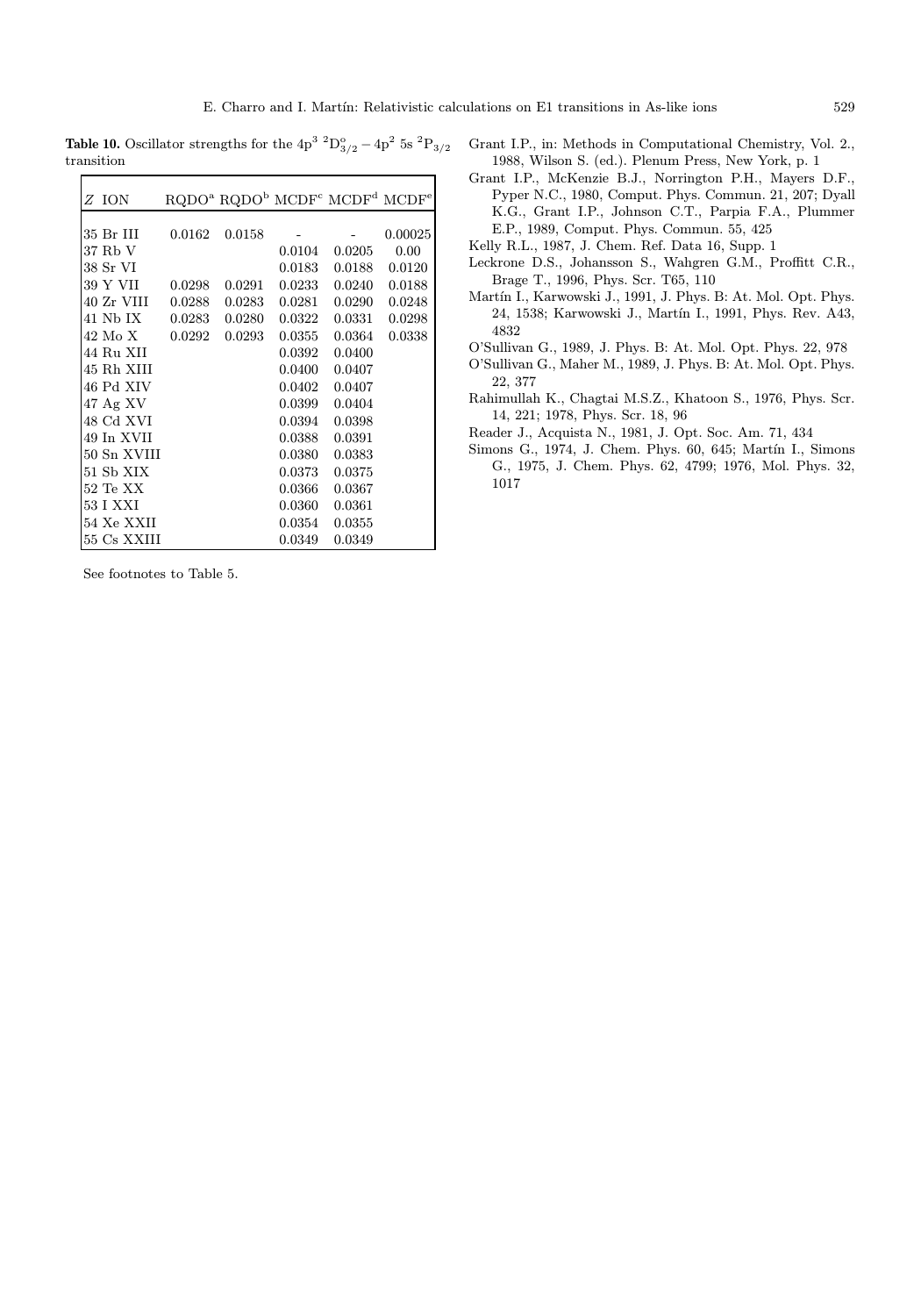**Table 10.** Oscillator strengths for the $4p^3\ ^2D^o_{3/2} - 4p^2\ 5s\ ^2P_{3/2}$ transition

| $Z$ ION | RQDO[a] | RQDO[b] | MCDF[c] | MCDF[d] | MCDF[e] |
|---|---|---|---|---|---|
| 35 Br III | 0.0162 | 0.0158 | - | - | 0.00025 |
| 37 Rb V | | | 0.0104 | 0.0205 | 0.00 |
| 38 Sr VI | | | 0.0183 | 0.0188 | 0.0120 |
| 39 Y VII | 0.0298 | 0.0291 | 0.0233 | 0.0240 | 0.0188 |
| 40 Zr VIII | 0.0288 | 0.0283 | 0.0281 | 0.0290 | 0.0248 |
| 41 Nb IX | 0.0283 | 0.0280 | 0.0322 | 0.0331 | 0.0298 |
| 42 Mo X | 0.0292 | 0.0293 | 0.0355 | 0.0364 | 0.0338 |
| 44 Ru XII | | | 0.0392 | 0.0400 | |
| 45 Rh XIII | | | 0.0400 | 0.0407 | |
| 46 Pd XIV | | | 0.0402 | 0.0407 | |
| 47 Ag XV | | | 0.0399 | 0.0404 | |
| 48 Cd XVI | | | 0.0394 | 0.0398 | |
| 49 In XVII | | | 0.0388 | 0.0391 | |
| 50 Sn XVIII | | | 0.0380 | 0.0383 | |
| 51 Sb XIX | | | 0.0373 | 0.0375 | |
| 52 Te XX | | | 0.0366 | 0.0367 | |
| 53 I XXI | | | 0.0360 | 0.0361 | |
| 54 Xe XXII | | | 0.0354 | 0.0355 | |
| 55 Cs XXIII | | | 0.0349 | 0.0349 | |

See footnotes to Table 5.

Grant I.P., in: Methods in Computational Chemistry, Vol. 2., 1988, Wilson S. (ed.). Plenum Press, New York, p. 1

Grant I.P., McKenzie B.J., Norrington P.H., Mayers D.F., Pyper N.C., 1980, Comput. Phys. Commun. 21, 207; Dyall K.G., Grant I.P., Johnson C.T., Parpia F.A., Plummer E.P., 1989, Comput. Phys. Commun. 55, 425

Kelly R.L., 1987, J. Chem. Ref. Data 16, Supp. 1

Leckrone D.S., Johansson S., Wahgren G.M., Proffitt C.R., Brage T., 1996, Phys. Scr. T65, 110

Martín I., Karwowski J., 1991, J. Phys. B: At. Mol. Opt. Phys. 24, 1538; Karwowski J., Martín I., 1991, Phys. Rev. A43, 4832

O'Sullivan G., 1989, J. Phys. B: At. Mol. Opt. Phys. 22, 978

O'Sullivan G., Maher M., 1989, J. Phys. B: At. Mol. Opt. Phys. 22, 377

Rahimullah K., Chagtai M.S.Z., Khatoon S., 1976, Phys. Scr. 14, 221; 1978, Phys. Scr. 18, 96

Reader J., Acquista N., 1981, J. Opt. Soc. Am. 71, 434

Simons G., 1974, J. Chem. Phys. 60, 645; Martín I., Simons G., 1975, J. Chem. Phys. 62, 4799; 1976, Mol. Phys. 32, 1017